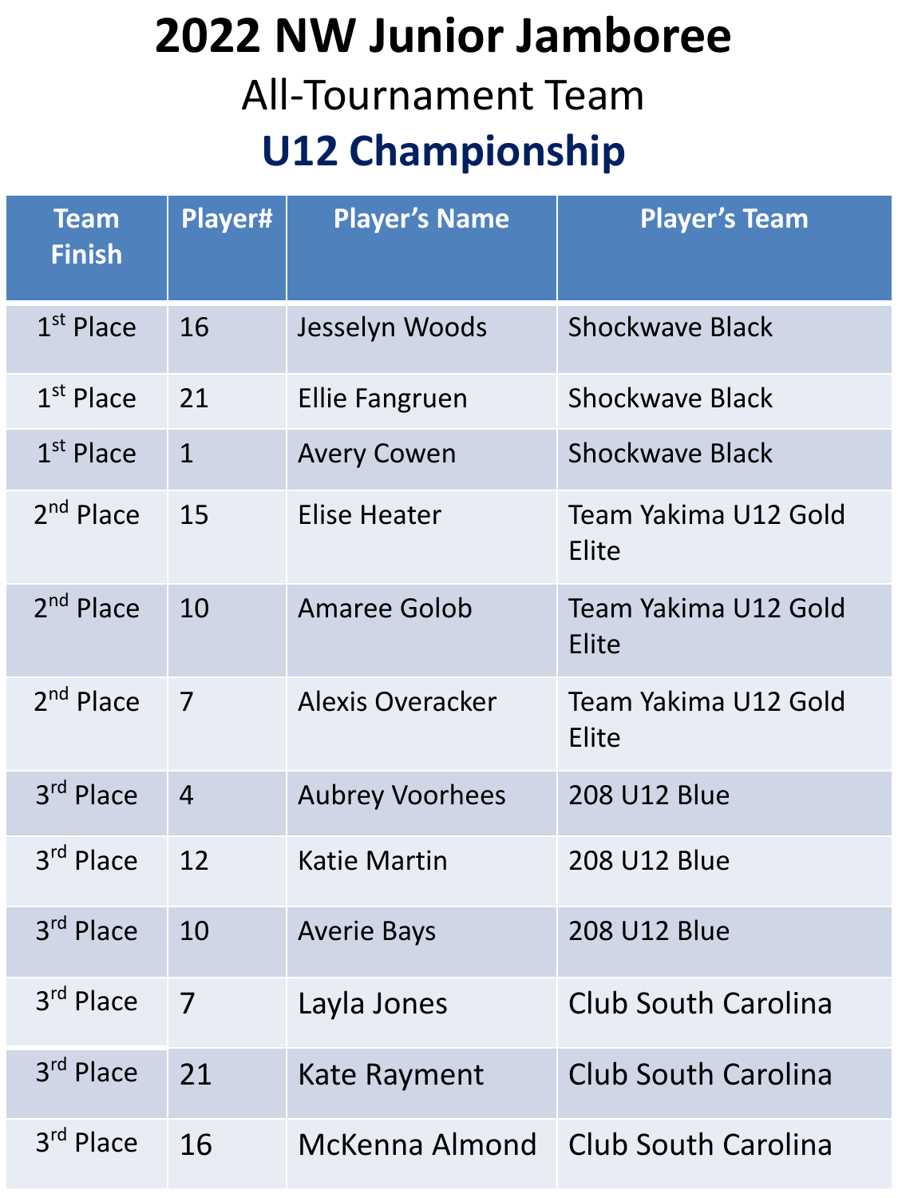# 2022 NW Junior Jamboree

## All-Tournament Team

## U12 Championship

| Team Finish | Player# | Player's Name | Player's Team |
|---|---|---|---|
| 1st Place | 16 | Jesselyn Woods | Shockwave Black |
| 1st Place | 21 | Ellie Fangruen | Shockwave Black |
| 1st Place | 1 | Avery Cowen | Shockwave Black |
| 2nd Place | 15 | Elise Heater | Team Yakima U12 Gold Elite |
| 2nd Place | 10 | Amaree Golob | Team Yakima U12 Gold Elite |
| 2nd Place | 7 | Alexis Overacker | Team Yakima U12 Gold Elite |
| 3rd Place | 4 | Aubrey Voorhees | 208 U12 Blue |
| 3rd Place | 12 | Katie Martin | 208 U12 Blue |
| 3rd Place | 10 | Averie Bays | 208 U12 Blue |
| 3rd Place | 7 | Layla Jones | Club South Carolina |
| 3rd Place | 21 | Kate Rayment | Club South Carolina |
| 3rd Place | 16 | McKenna Almond | Club South Carolina |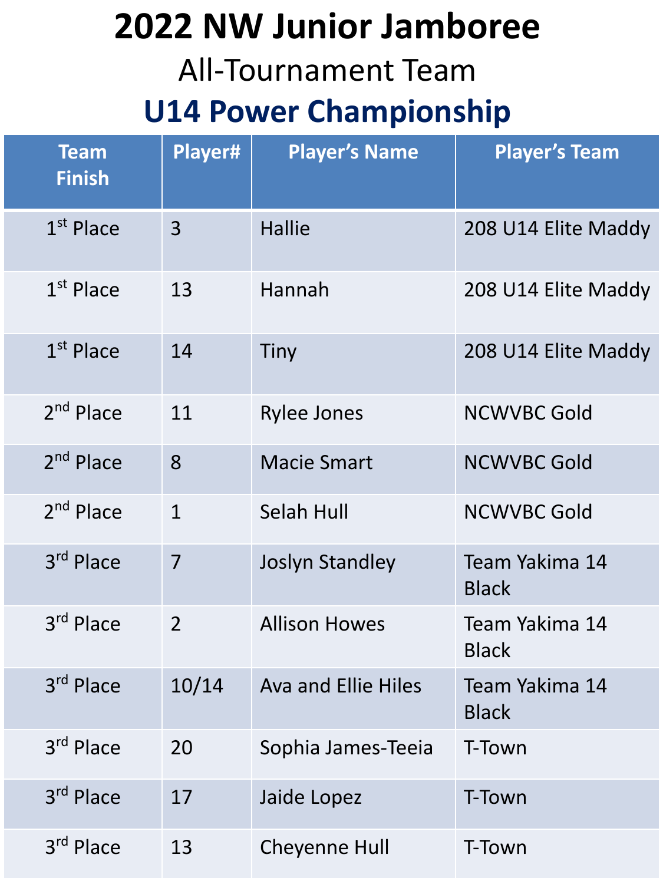# 2022 NW Junior Jamboree

## All-Tournament Team

## U14 Power Championship

| Team Finish | Player# | Player's Name | Player's Team |
|---|---|---|---|
| 1st Place | 3 | Hallie | 208 U14 Elite Maddy |
| 1st Place | 13 | Hannah | 208 U14 Elite Maddy |
| 1st Place | 14 | Tiny | 208 U14 Elite Maddy |
| 2nd Place | 11 | Rylee Jones | NCWVBC Gold |
| 2nd Place | 8 | Macie Smart | NCWVBC Gold |
| 2nd Place | 1 | Selah Hull | NCWVBC Gold |
| 3rd Place | 7 | Joslyn Standley | Team Yakima 14 Black |
| 3rd Place | 2 | Allison Howes | Team Yakima 14 Black |
| 3rd Place | 10/14 | Ava and Ellie Hiles | Team Yakima 14 Black |
| 3rd Place | 20 | Sophia James-Teeia | T-Town |
| 3rd Place | 17 | Jaide Lopez | T-Town |
| 3rd Place | 13 | Cheyenne Hull | T-Town |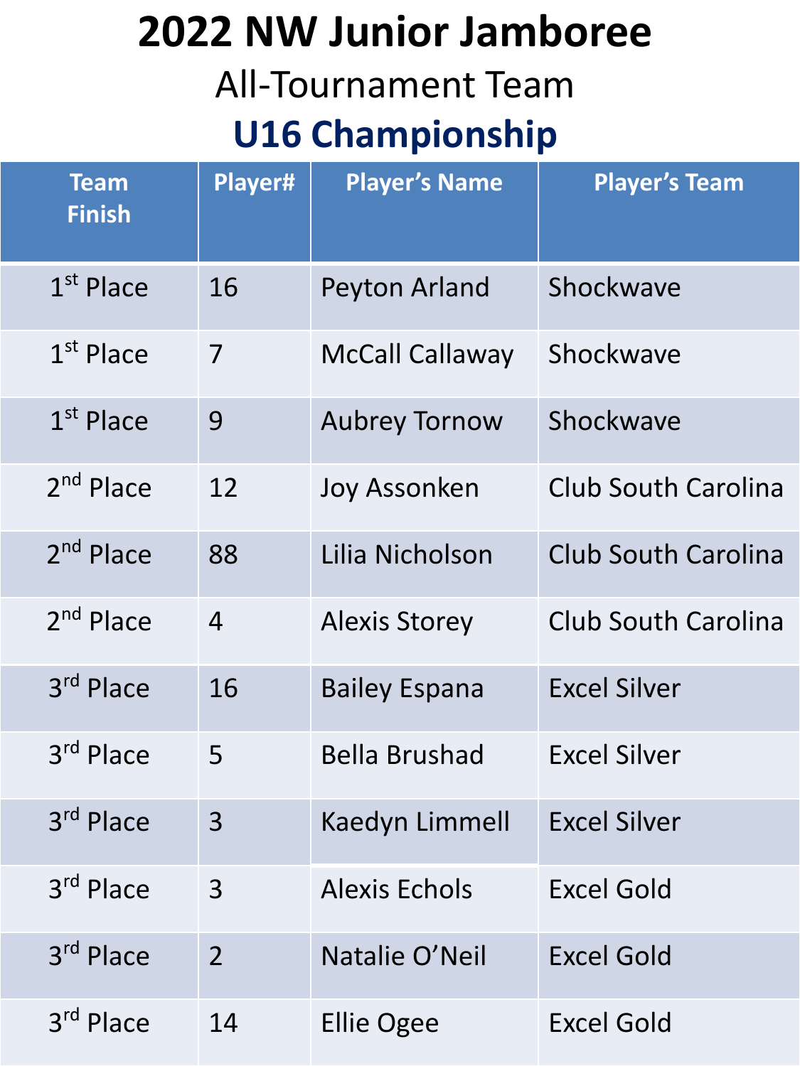# 2022 NW Junior Jamboree

## All-Tournament Team

## U16 Championship

| Team Finish | Player# | Player's Name | Player's Team |
|---|---|---|---|
| 1st Place | 16 | Peyton Arland | Shockwave |
| 1st Place | 7 | McCall Callaway | Shockwave |
| 1st Place | 9 | Aubrey Tornow | Shockwave |
| 2nd Place | 12 | Joy Assonken | Club South Carolina |
| 2nd Place | 88 | Lilia Nicholson | Club South Carolina |
| 2nd Place | 4 | Alexis Storey | Club South Carolina |
| 3rd Place | 16 | Bailey Espana | Excel Silver |
| 3rd Place | 5 | Bella Brushad | Excel Silver |
| 3rd Place | 3 | Kaedyn Limmell | Excel Silver |
| 3rd Place | 3 | Alexis Echols | Excel Gold |
| 3rd Place | 2 | Natalie O'Neil | Excel Gold |
| 3rd Place | 14 | Ellie Ogee | Excel Gold |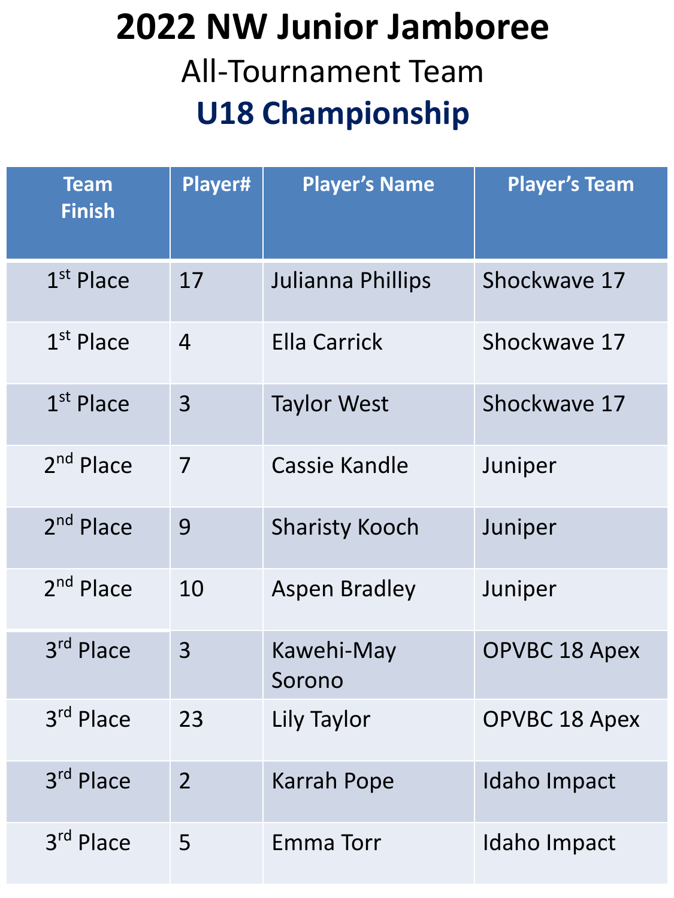# 2022 NW Junior Jamboree

All-Tournament Team

## U18 Championship

| Team Finish | Player# | Player's Name | Player's Team |
|---|---|---|---|
| 1st Place | 17 | Julianna Phillips | Shockwave 17 |
| 1st Place | 4 | Ella Carrick | Shockwave 17 |
| 1st Place | 3 | Taylor West | Shockwave 17 |
| 2nd Place | 7 | Cassie Kandle | Juniper |
| 2nd Place | 9 | Sharisty Kooch | Juniper |
| 2nd Place | 10 | Aspen Bradley | Juniper |
| 3rd Place | 3 | Kawehi-May Sorono | OPVBC 18 Apex |
| 3rd Place | 23 | Lily Taylor | OPVBC 18 Apex |
| 3rd Place | 2 | Karrah Pope | Idaho Impact |
| 3rd Place | 5 | Emma Torr | Idaho Impact |